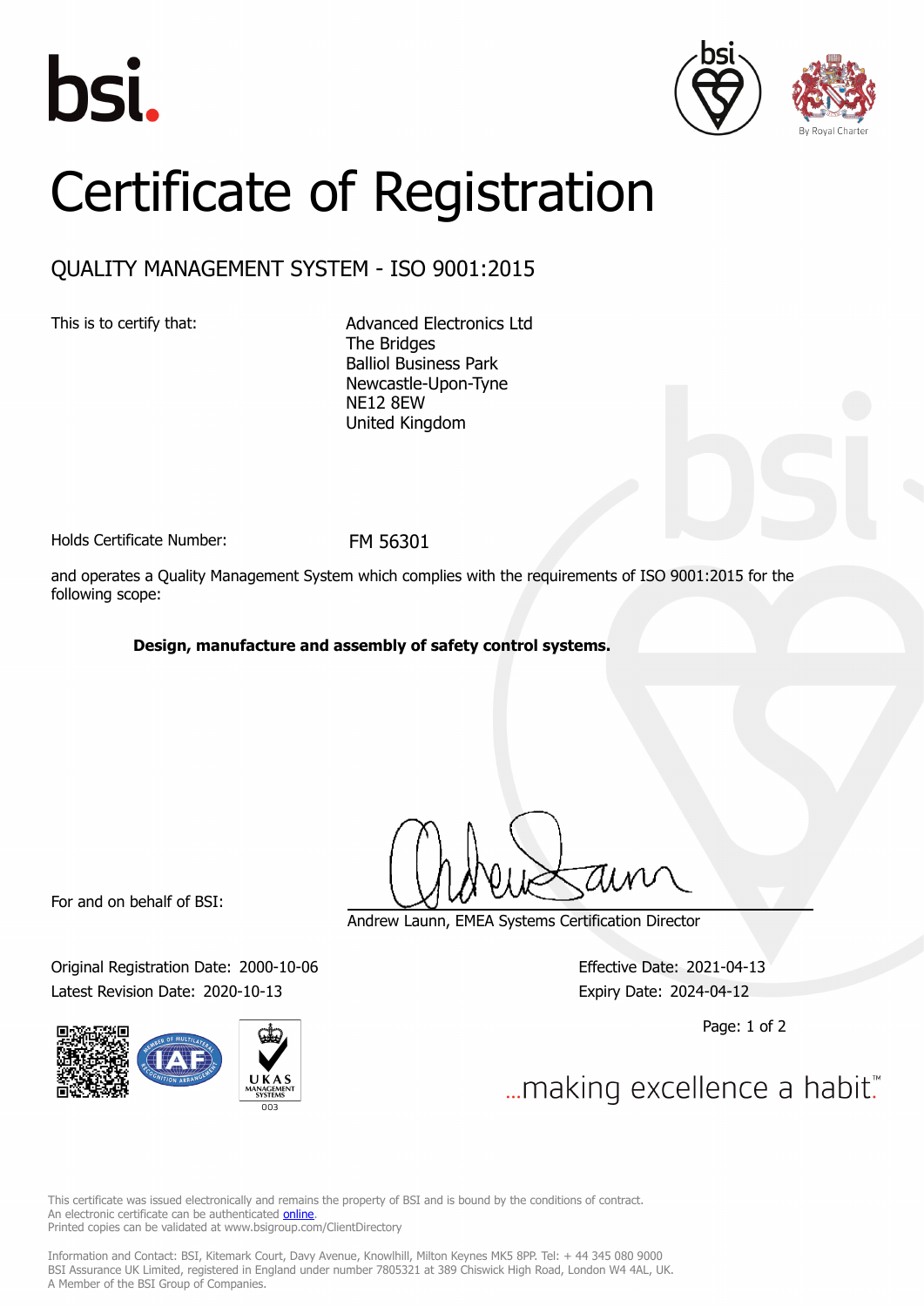bsi.

By Royal Charter

# Certificate of Registration

## QUALITY MANAGEMENT SYSTEM - ISO 9001:2015

This is to certify that:

Advanced Electronics Ltd
The Bridges
Balliol Business Park
Newcastle-Upon-Tyne
NE12 8EW
United Kingdom

Holds Certificate Number: FM 56301

and operates a Quality Management System which complies with the requirements of ISO 9001:2015 for the following scope:

**Design, manufacture and assembly of safety control systems.**

For and on behalf of BSI:

Andrew Launn, EMEA Systems Certification Director

Original Registration Date: 2000-10-06

Latest Revision Date: 2020-10-13

Effective Date: 2021-04-13

Expiry Date: 2024-04-12

...making excellence a habit.™

This certificate was issued electronically and remains the property of BSI and is bound by the conditions of contract.
An electronic certificate can be authenticated online.
Printed copies can be validated at www.bsigroup.com/ClientDirectory

Information and Contact: BSI, Kitemark Court, Davy Avenue, Knowlhill, Milton Keynes MK5 8PP. Tel: + 44 345 080 9000
BSI Assurance UK Limited, registered in England under number 7805321 at 389 Chiswick High Road, London W4 4AL, UK.
A Member of the BSI Group of Companies.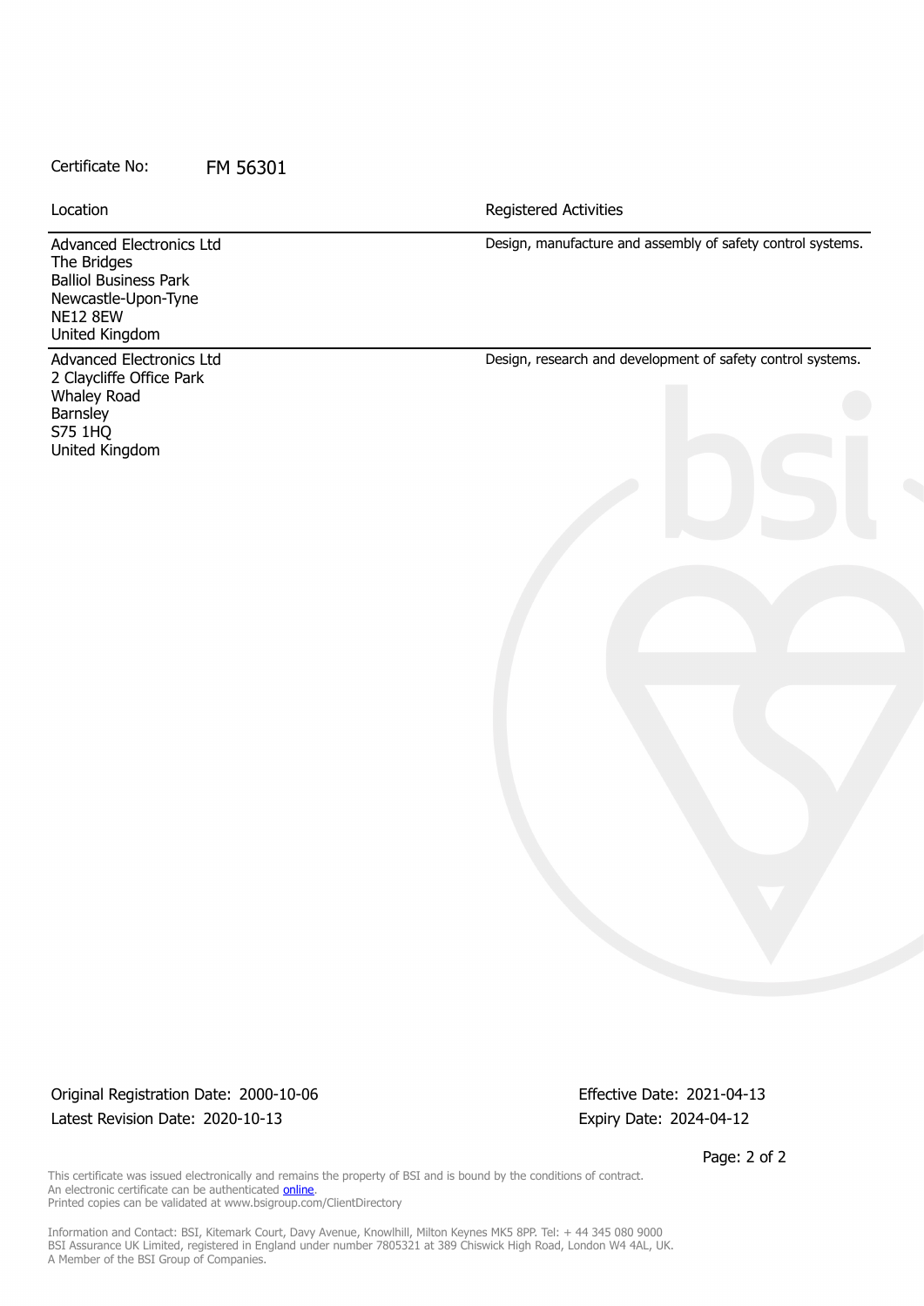Certificate No: FM 56301

| Location | Registered Activities |
| --- | --- |
| Advanced Electronics Ltd<br>The Bridges<br>Balliol Business Park<br>Newcastle-Upon-Tyne<br>NE12 8EW<br>United Kingdom | Design, manufacture and assembly of safety control systems. |
| Advanced Electronics Ltd<br>2 Claycliffe Office Park<br>Whaley Road<br>Barnsley<br>S75 1HQ<br>United Kingdom | Design, research and development of safety control systems. |

Original Registration Date: 2000-10-06

Latest Revision Date: 2020-10-13

Effective Date: 2021-04-13

Expiry Date: 2024-04-12

This certificate was issued electronically and remains the property of BSI and is bound by the conditions of contract.
An electronic certificate can be authenticated online.
Printed copies can be validated at www.bsigroup.com/ClientDirectory

Information and Contact: BSI, Kitemark Court, Davy Avenue, Knowlhill, Milton Keynes MK5 8PP. Tel: + 44 345 080 9000
BSI Assurance UK Limited, registered in England under number 7805321 at 389 Chiswick High Road, London W4 4AL, UK.
A Member of the BSI Group of Companies.